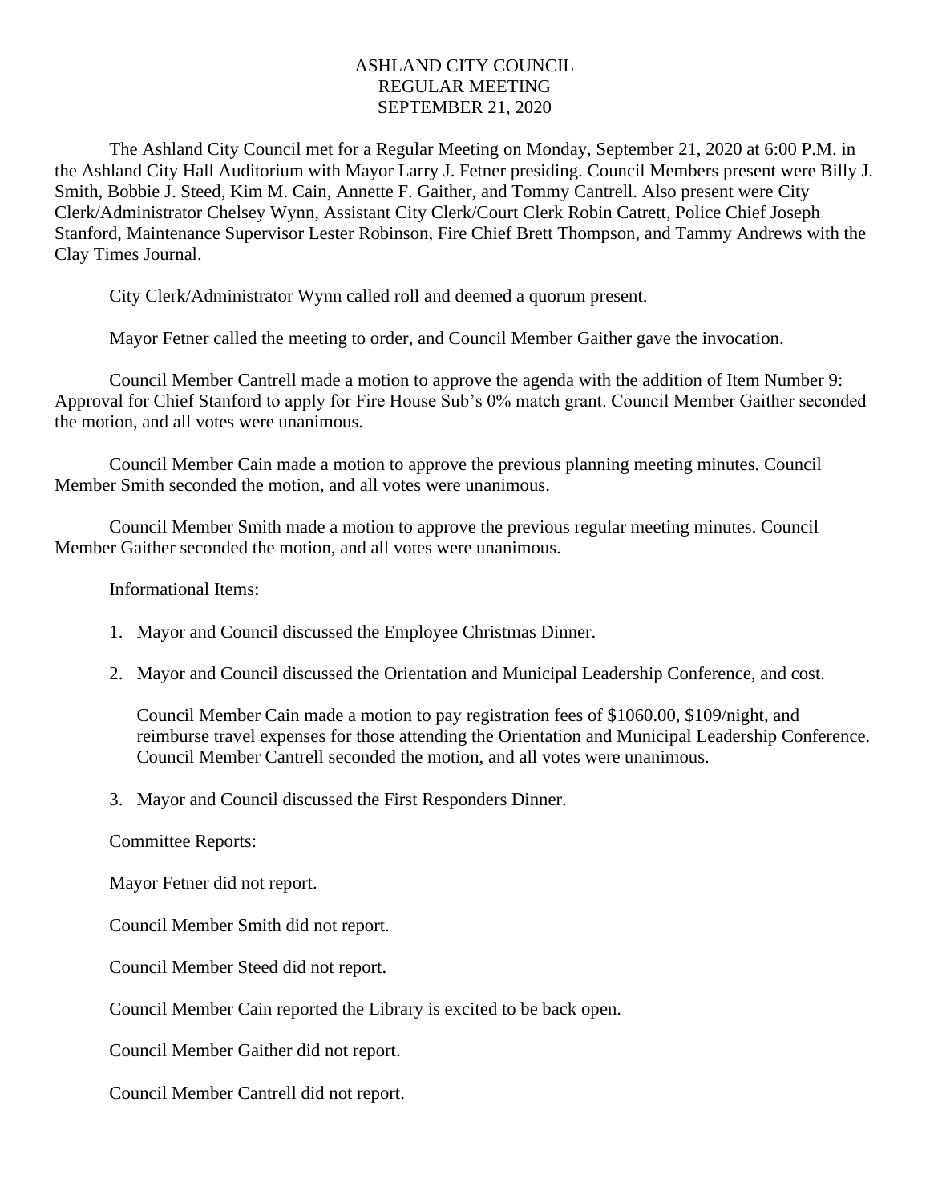# ASHLAND CITY COUNCIL
## REGULAR MEETING
## SEPTEMBER 21, 2020

The Ashland City Council met for a Regular Meeting on Monday, September 21, 2020 at 6:00 P.M. in the Ashland City Hall Auditorium with Mayor Larry J. Fetner presiding. Council Members present were Billy J. Smith, Bobbie J. Steed, Kim M. Cain, Annette F. Gaither, and Tommy Cantrell. Also present were City Clerk/Administrator Chelsey Wynn, Assistant City Clerk/Court Clerk Robin Catrett, Police Chief Joseph Stanford, Maintenance Supervisor Lester Robinson, Fire Chief Brett Thompson, and Tammy Andrews with the Clay Times Journal.

City Clerk/Administrator Wynn called roll and deemed a quorum present.

Mayor Fetner called the meeting to order, and Council Member Gaither gave the invocation.

Council Member Cantrell made a motion to approve the agenda with the addition of Item Number 9: Approval for Chief Stanford to apply for Fire House Sub's 0% match grant. Council Member Gaither seconded the motion, and all votes were unanimous.

Council Member Cain made a motion to approve the previous planning meeting minutes. Council Member Smith seconded the motion, and all votes were unanimous.

Council Member Smith made a motion to approve the previous regular meeting minutes. Council Member Gaither seconded the motion, and all votes were unanimous.

Informational Items:

1. Mayor and Council discussed the Employee Christmas Dinner.
2. Mayor and Council discussed the Orientation and Municipal Leadership Conference, and cost.

   Council Member Cain made a motion to pay registration fees of $1060.00, $109/night, and reimburse travel expenses for those attending the Orientation and Municipal Leadership Conference. Council Member Cantrell seconded the motion, and all votes were unanimous.

3. Mayor and Council discussed the First Responders Dinner.

Committee Reports:

Mayor Fetner did not report.

Council Member Smith did not report.

Council Member Steed did not report.

Council Member Cain reported the Library is excited to be back open.

Council Member Gaither did not report.

Council Member Cantrell did not report.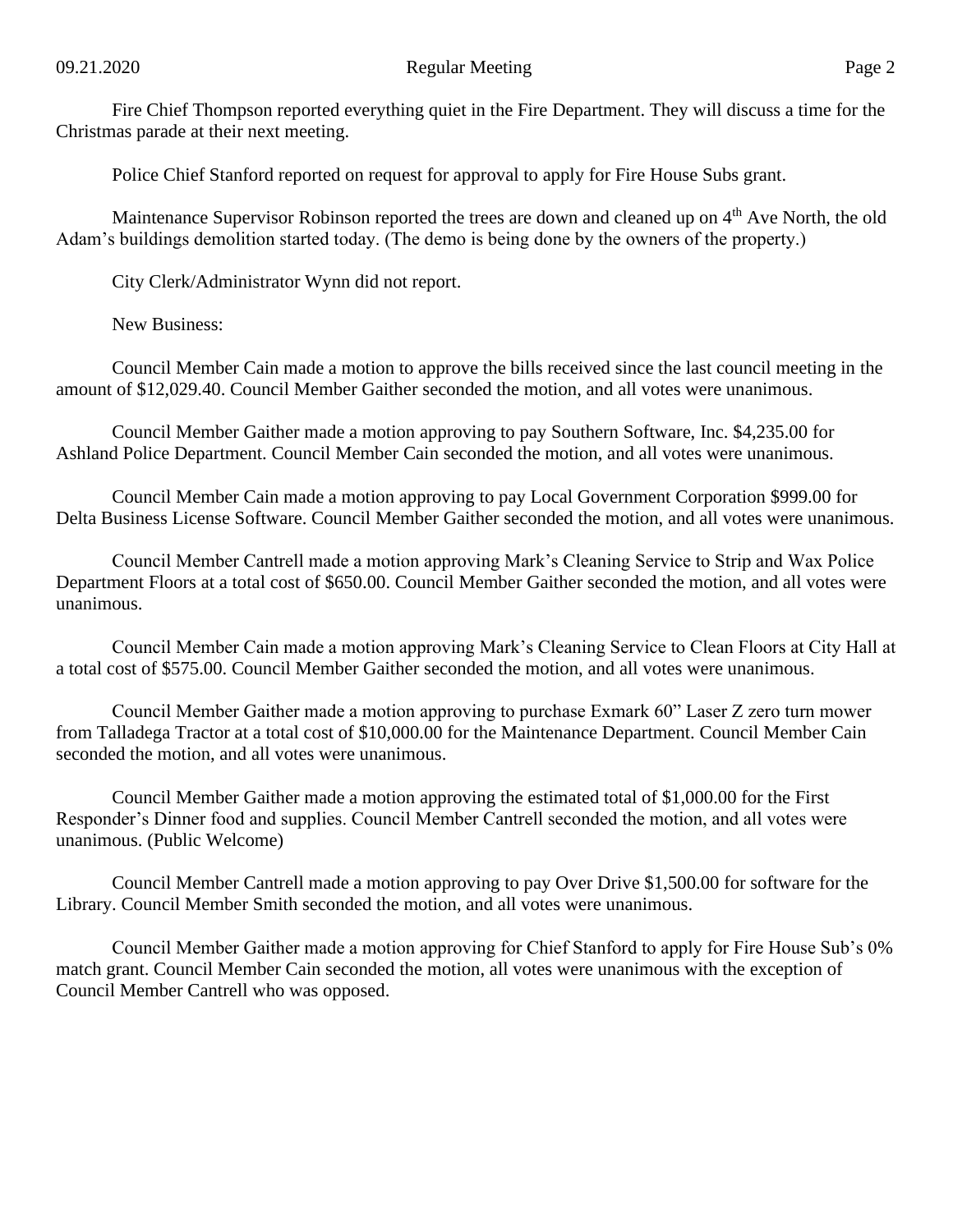Fire Chief Thompson reported everything quiet in the Fire Department. They will discuss a time for the Christmas parade at their next meeting.

Police Chief Stanford reported on request for approval to apply for Fire House Subs grant.

Maintenance Supervisor Robinson reported the trees are down and cleaned up on 4th Ave North, the old Adam's buildings demolition started today. (The demo is being done by the owners of the property.)

City Clerk/Administrator Wynn did not report.

New Business:

Council Member Cain made a motion to approve the bills received since the last council meeting in the amount of $12,029.40. Council Member Gaither seconded the motion, and all votes were unanimous.

Council Member Gaither made a motion approving to pay Southern Software, Inc. $4,235.00 for Ashland Police Department. Council Member Cain seconded the motion, and all votes were unanimous.

Council Member Cain made a motion approving to pay Local Government Corporation $999.00 for Delta Business License Software. Council Member Gaither seconded the motion, and all votes were unanimous.

Council Member Cantrell made a motion approving Mark's Cleaning Service to Strip and Wax Police Department Floors at a total cost of $650.00. Council Member Gaither seconded the motion, and all votes were unanimous.

Council Member Cain made a motion approving Mark's Cleaning Service to Clean Floors at City Hall at a total cost of $575.00. Council Member Gaither seconded the motion, and all votes were unanimous.

Council Member Gaither made a motion approving to purchase Exmark 60" Laser Z zero turn mower from Talladega Tractor at a total cost of $10,000.00 for the Maintenance Department. Council Member Cain seconded the motion, and all votes were unanimous.

Council Member Gaither made a motion approving the estimated total of $1,000.00 for the First Responder's Dinner food and supplies. Council Member Cantrell seconded the motion, and all votes were unanimous. (Public Welcome)

Council Member Cantrell made a motion approving to pay Over Drive $1,500.00 for software for the Library. Council Member Smith seconded the motion, and all votes were unanimous.

Council Member Gaither made a motion approving for Chief Stanford to apply for Fire House Sub's 0% match grant. Council Member Cain seconded the motion, all votes were unanimous with the exception of Council Member Cantrell who was opposed.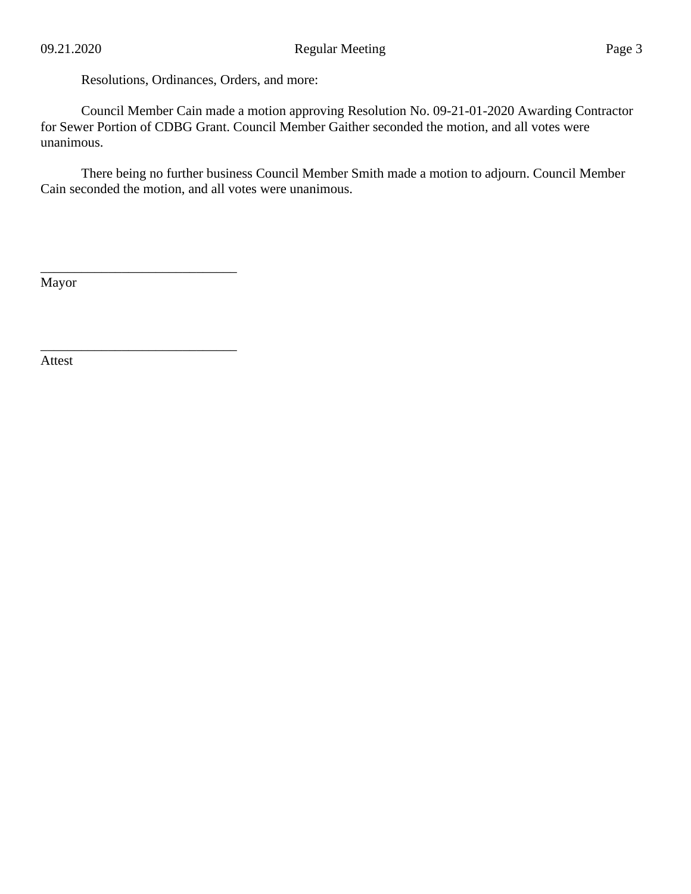Resolutions, Ordinances, Orders, and more:

Council Member Cain made a motion approving Resolution No. 09-21-01-2020 Awarding Contractor for Sewer Portion of CDBG Grant. Council Member Gaither seconded the motion, and all votes were unanimous.

There being no further business Council Member Smith made a motion to adjourn. Council Member Cain seconded the motion, and all votes were unanimous.

_____________________________
Mayor

_____________________________
Attest